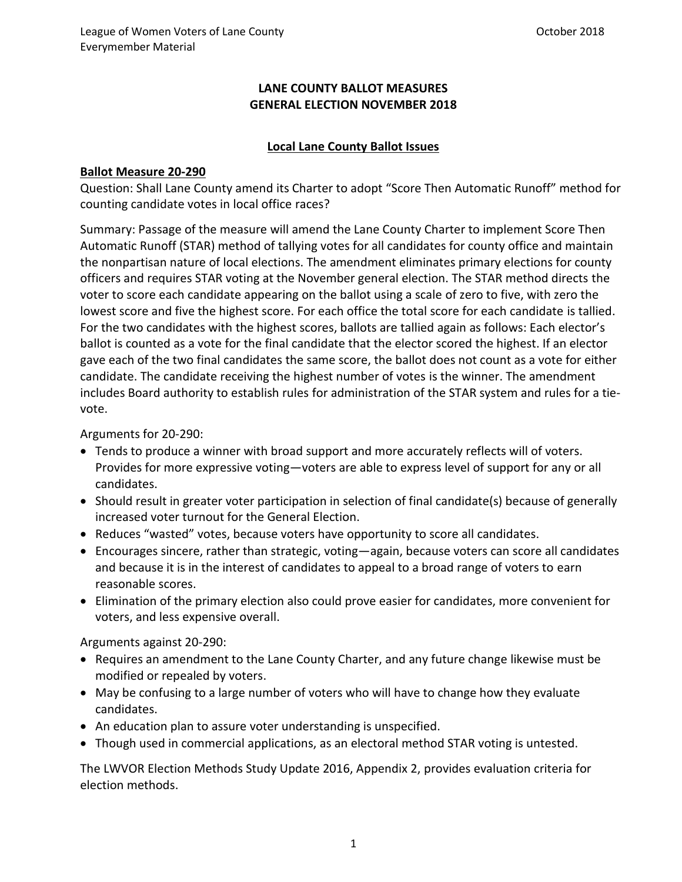# LANE COUNTY BALLOT MEASURES
# GENERAL ELECTION NOVEMBER 2018

## Local Lane County Ballot Issues

### Ballot Measure 20-290

Question: Shall Lane County amend its Charter to adopt "Score Then Automatic Runoff" method for counting candidate votes in local office races?

Summary: Passage of the measure will amend the Lane County Charter to implement Score Then Automatic Runoff (STAR) method of tallying votes for all candidates for county office and maintain the nonpartisan nature of local elections. The amendment eliminates primary elections for county officers and requires STAR voting at the November general election. The STAR method directs the voter to score each candidate appearing on the ballot using a scale of zero to five, with zero the lowest score and five the highest score. For each office the total score for each candidate is tallied. For the two candidates with the highest scores, ballots are tallied again as follows: Each elector's ballot is counted as a vote for the final candidate that the elector scored the highest. If an elector gave each of the two final candidates the same score, the ballot does not count as a vote for either candidate. The candidate receiving the highest number of votes is the winner. The amendment includes Board authority to establish rules for administration of the STAR system and rules for a tie-vote.

Arguments for 20-290:

- Tends to produce a winner with broad support and more accurately reflects will of voters. Provides for more expressive voting—voters are able to express level of support for any or all candidates.
- Should result in greater voter participation in selection of final candidate(s) because of generally increased voter turnout for the General Election.
- Reduces "wasted" votes, because voters have opportunity to score all candidates.
- Encourages sincere, rather than strategic, voting—again, because voters can score all candidates and because it is in the interest of candidates to appeal to a broad range of voters to earn reasonable scores.
- Elimination of the primary election also could prove easier for candidates, more convenient for voters, and less expensive overall.

Arguments against 20-290:

- Requires an amendment to the Lane County Charter, and any future change likewise must be modified or repealed by voters.
- May be confusing to a large number of voters who will have to change how they evaluate candidates.
- An education plan to assure voter understanding is unspecified.
- Though used in commercial applications, as an electoral method STAR voting is untested.

The LWVOR Election Methods Study Update 2016, Appendix 2, provides evaluation criteria for election methods.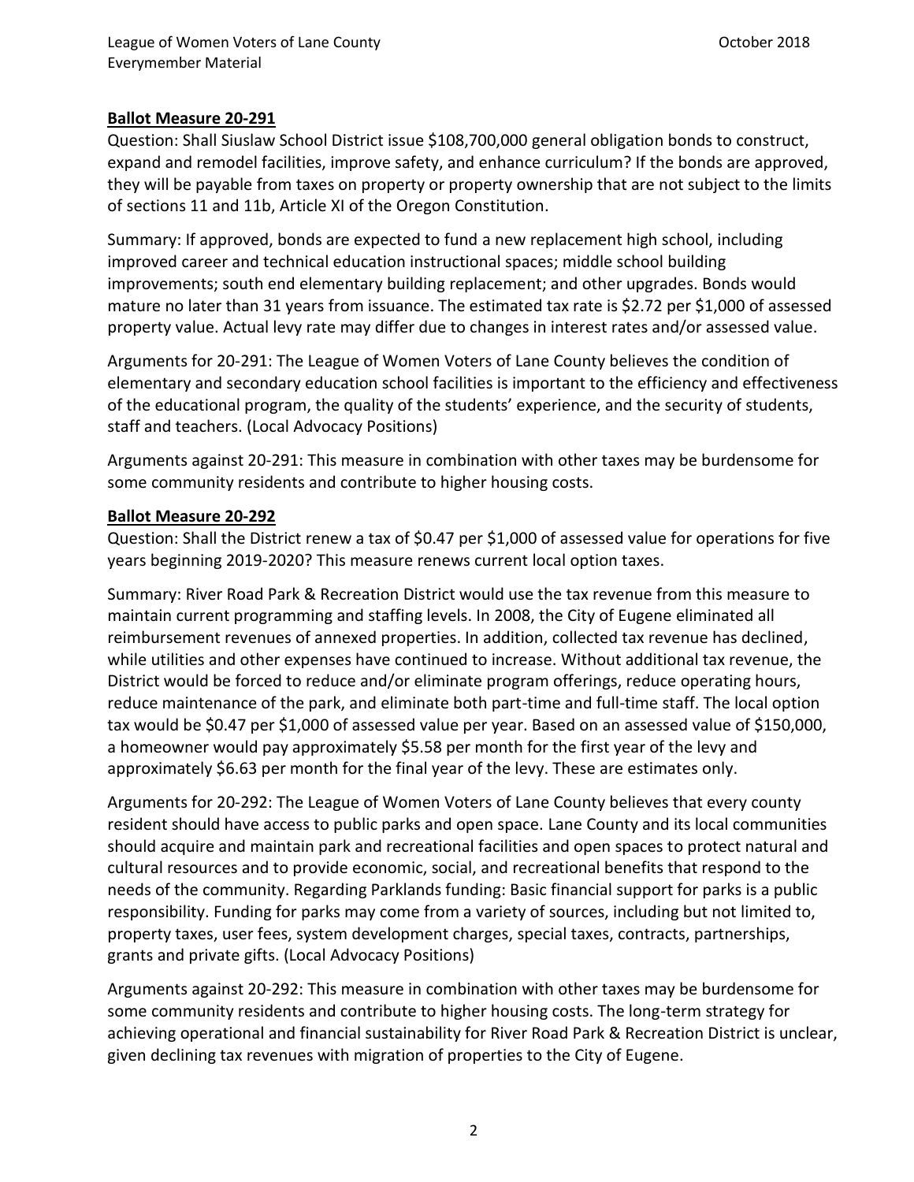**Ballot Measure 20-291**

Question: Shall Siuslaw School District issue $108,700,000 general obligation bonds to construct, expand and remodel facilities, improve safety, and enhance curriculum? If the bonds are approved, they will be payable from taxes on property or property ownership that are not subject to the limits of sections 11 and 11b, Article XI of the Oregon Constitution.

Summary: If approved, bonds are expected to fund a new replacement high school, including improved career and technical education instructional spaces; middle school building improvements; south end elementary building replacement; and other upgrades. Bonds would mature no later than 31 years from issuance. The estimated tax rate is $2.72 per $1,000 of assessed property value. Actual levy rate may differ due to changes in interest rates and/or assessed value.

Arguments for 20-291: The League of Women Voters of Lane County believes the condition of elementary and secondary education school facilities is important to the efficiency and effectiveness of the educational program, the quality of the students' experience, and the security of students, staff and teachers. (Local Advocacy Positions)

Arguments against 20-291: This measure in combination with other taxes may be burdensome for some community residents and contribute to higher housing costs.

**Ballot Measure 20-292**

Question: Shall the District renew a tax of $0.47 per $1,000 of assessed value for operations for five years beginning 2019-2020? This measure renews current local option taxes.

Summary: River Road Park & Recreation District would use the tax revenue from this measure to maintain current programming and staffing levels. In 2008, the City of Eugene eliminated all reimbursement revenues of annexed properties. In addition, collected tax revenue has declined, while utilities and other expenses have continued to increase. Without additional tax revenue, the District would be forced to reduce and/or eliminate program offerings, reduce operating hours, reduce maintenance of the park, and eliminate both part-time and full-time staff. The local option tax would be $0.47 per $1,000 of assessed value per year. Based on an assessed value of $150,000, a homeowner would pay approximately $5.58 per month for the first year of the levy and approximately $6.63 per month for the final year of the levy. These are estimates only.

Arguments for 20-292: The League of Women Voters of Lane County believes that every county resident should have access to public parks and open space. Lane County and its local communities should acquire and maintain park and recreational facilities and open spaces to protect natural and cultural resources and to provide economic, social, and recreational benefits that respond to the needs of the community. Regarding Parklands funding: Basic financial support for parks is a public responsibility. Funding for parks may come from a variety of sources, including but not limited to, property taxes, user fees, system development charges, special taxes, contracts, partnerships, grants and private gifts. (Local Advocacy Positions)

Arguments against 20-292: This measure in combination with other taxes may be burdensome for some community residents and contribute to higher housing costs. The long-term strategy for achieving operational and financial sustainability for River Road Park & Recreation District is unclear, given declining tax revenues with migration of properties to the City of Eugene.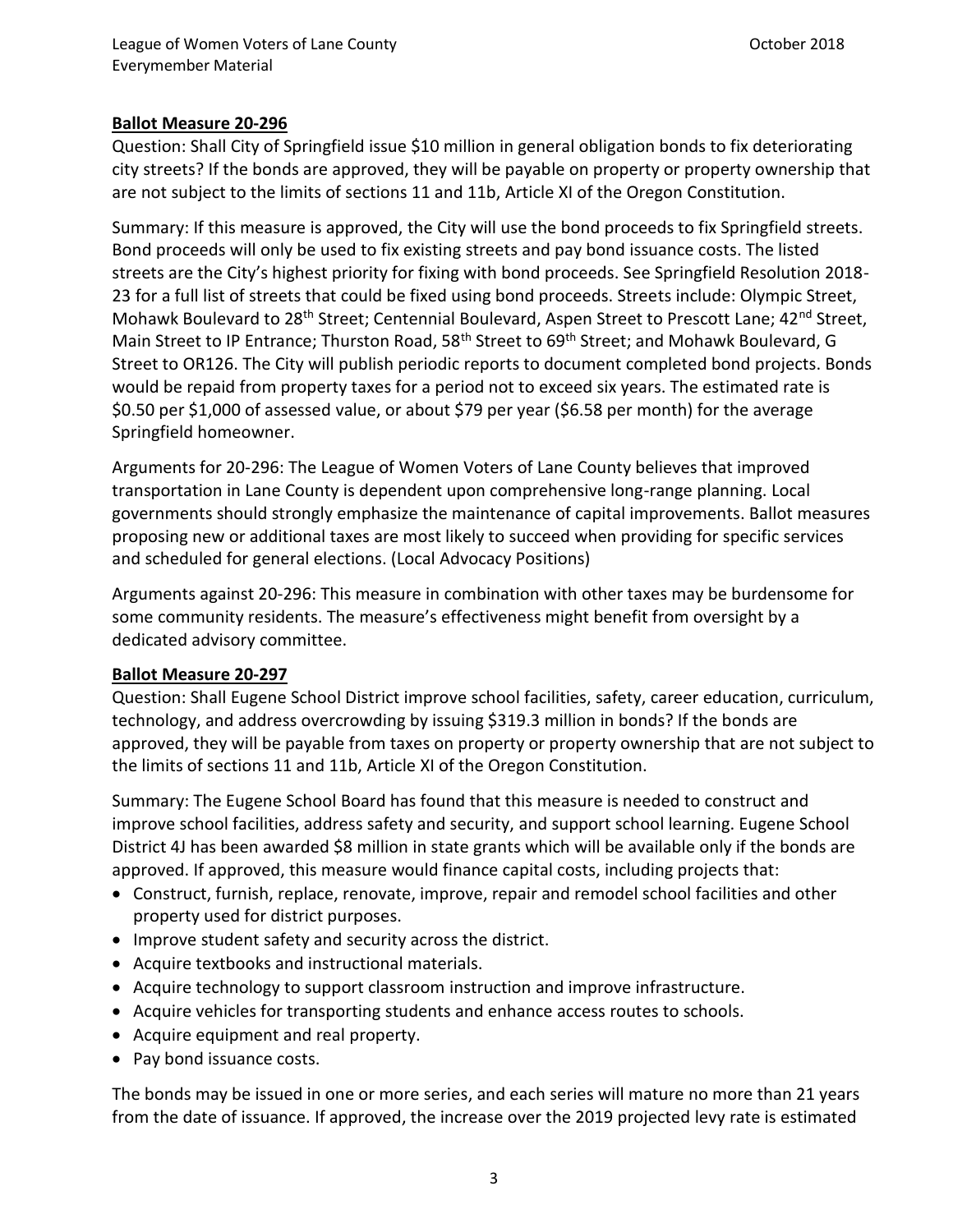**Ballot Measure 20-296**

Question: Shall City of Springfield issue $10 million in general obligation bonds to fix deteriorating city streets? If the bonds are approved, they will be payable on property or property ownership that are not subject to the limits of sections 11 and 11b, Article XI of the Oregon Constitution.

Summary: If this measure is approved, the City will use the bond proceeds to fix Springfield streets. Bond proceeds will only be used to fix existing streets and pay bond issuance costs. The listed streets are the City's highest priority for fixing with bond proceeds. See Springfield Resolution 2018-23 for a full list of streets that could be fixed using bond proceeds. Streets include: Olympic Street, Mohawk Boulevard to 28th Street; Centennial Boulevard, Aspen Street to Prescott Lane; 42nd Street, Main Street to IP Entrance; Thurston Road, 58th Street to 69th Street; and Mohawk Boulevard, G Street to OR126. The City will publish periodic reports to document completed bond projects. Bonds would be repaid from property taxes for a period not to exceed six years. The estimated rate is $0.50 per $1,000 of assessed value, or about $79 per year ($6.58 per month) for the average Springfield homeowner.

Arguments for 20-296: The League of Women Voters of Lane County believes that improved transportation in Lane County is dependent upon comprehensive long-range planning. Local governments should strongly emphasize the maintenance of capital improvements. Ballot measures proposing new or additional taxes are most likely to succeed when providing for specific services and scheduled for general elections. (Local Advocacy Positions)

Arguments against 20-296: This measure in combination with other taxes may be burdensome for some community residents. The measure's effectiveness might benefit from oversight by a dedicated advisory committee.

**Ballot Measure 20-297**

Question: Shall Eugene School District improve school facilities, safety, career education, curriculum, technology, and address overcrowding by issuing $319.3 million in bonds? If the bonds are approved, they will be payable from taxes on property or property ownership that are not subject to the limits of sections 11 and 11b, Article XI of the Oregon Constitution.

Summary: The Eugene School Board has found that this measure is needed to construct and improve school facilities, address safety and security, and support school learning. Eugene School District 4J has been awarded $8 million in state grants which will be available only if the bonds are approved. If approved, this measure would finance capital costs, including projects that:

- Construct, furnish, replace, renovate, improve, repair and remodel school facilities and other property used for district purposes.
- Improve student safety and security across the district.
- Acquire textbooks and instructional materials.
- Acquire technology to support classroom instruction and improve infrastructure.
- Acquire vehicles for transporting students and enhance access routes to schools.
- Acquire equipment and real property.
- Pay bond issuance costs.

The bonds may be issued in one or more series, and each series will mature no more than 21 years from the date of issuance. If approved, the increase over the 2019 projected levy rate is estimated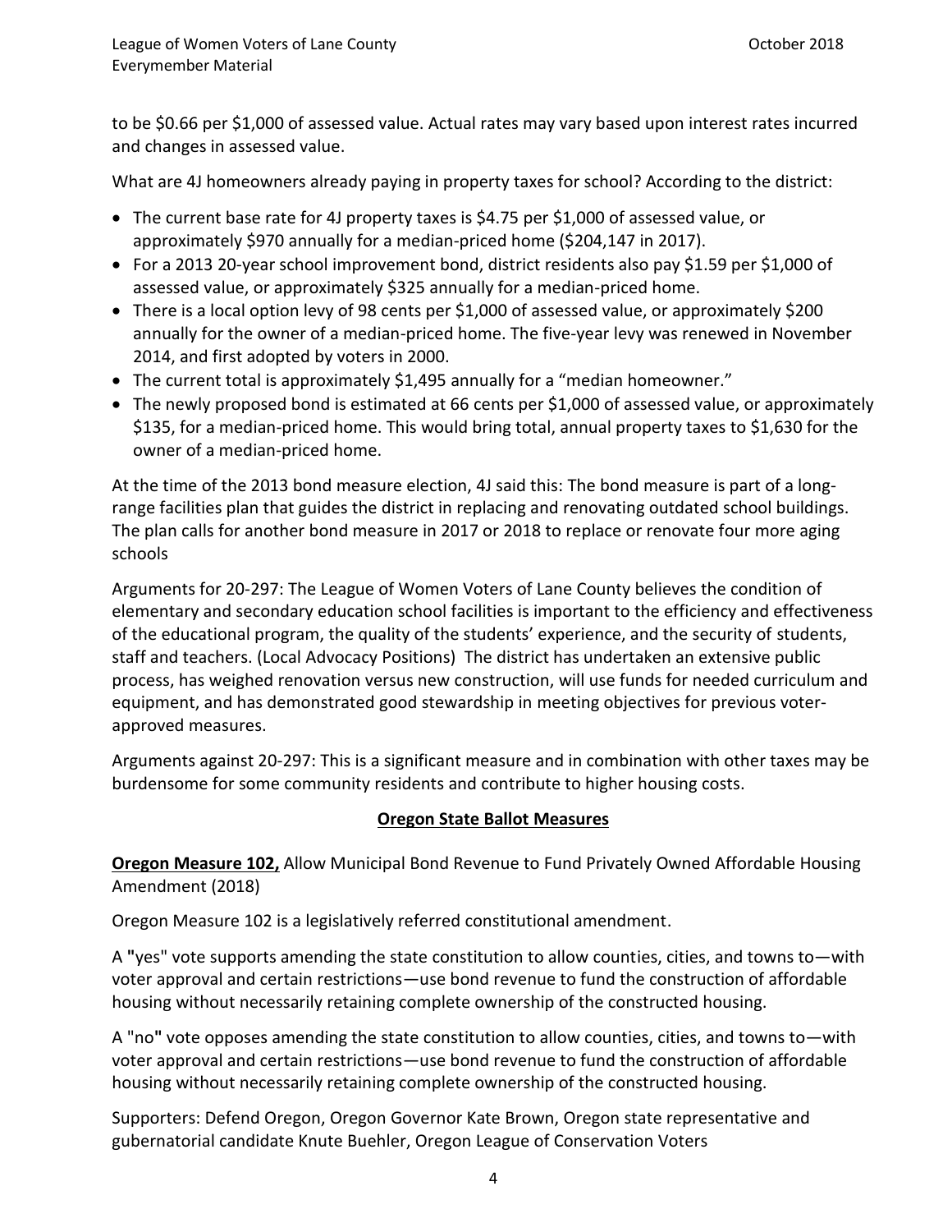to be $0.66 per $1,000 of assessed value. Actual rates may vary based upon interest rates incurred and changes in assessed value.

What are 4J homeowners already paying in property taxes for school? According to the district:

- The current base rate for 4J property taxes is $4.75 per $1,000 of assessed value, or approximately $970 annually for a median-priced home ($204,147 in 2017).
- For a 2013 20-year school improvement bond, district residents also pay $1.59 per $1,000 of assessed value, or approximately $325 annually for a median-priced home.
- There is a local option levy of 98 cents per $1,000 of assessed value, or approximately $200 annually for the owner of a median-priced home. The five-year levy was renewed in November 2014, and first adopted by voters in 2000.
- The current total is approximately $1,495 annually for a "median homeowner."
- The newly proposed bond is estimated at 66 cents per $1,000 of assessed value, or approximately $135, for a median-priced home. This would bring total, annual property taxes to $1,630 for the owner of a median-priced home.

At the time of the 2013 bond measure election, 4J said this: The bond measure is part of a long-range facilities plan that guides the district in replacing and renovating outdated school buildings. The plan calls for another bond measure in 2017 or 2018 to replace or renovate four more aging schools

Arguments for 20-297: The League of Women Voters of Lane County believes the condition of elementary and secondary education school facilities is important to the efficiency and effectiveness of the educational program, the quality of the students' experience, and the security of students, staff and teachers. (Local Advocacy Positions) The district has undertaken an extensive public process, has weighed renovation versus new construction, will use funds for needed curriculum and equipment, and has demonstrated good stewardship in meeting objectives for previous voter-approved measures.

Arguments against 20-297: This is a significant measure and in combination with other taxes may be burdensome for some community residents and contribute to higher housing costs.

## Oregon State Ballot Measures

**Oregon Measure 102,** Allow Municipal Bond Revenue to Fund Privately Owned Affordable Housing Amendment (2018)

Oregon Measure 102 is a legislatively referred constitutional amendment.

A **"**yes" vote supports amending the state constitution to allow counties, cities, and towns to—with voter approval and certain restrictions—use bond revenue to fund the construction of affordable housing without necessarily retaining complete ownership of the constructed housing.

A "no**"** vote opposes amending the state constitution to allow counties, cities, and towns to—with voter approval and certain restrictions—use bond revenue to fund the construction of affordable housing without necessarily retaining complete ownership of the constructed housing.

Supporters: Defend Oregon, Oregon Governor Kate Brown, Oregon state representative and gubernatorial candidate Knute Buehler, Oregon League of Conservation Voters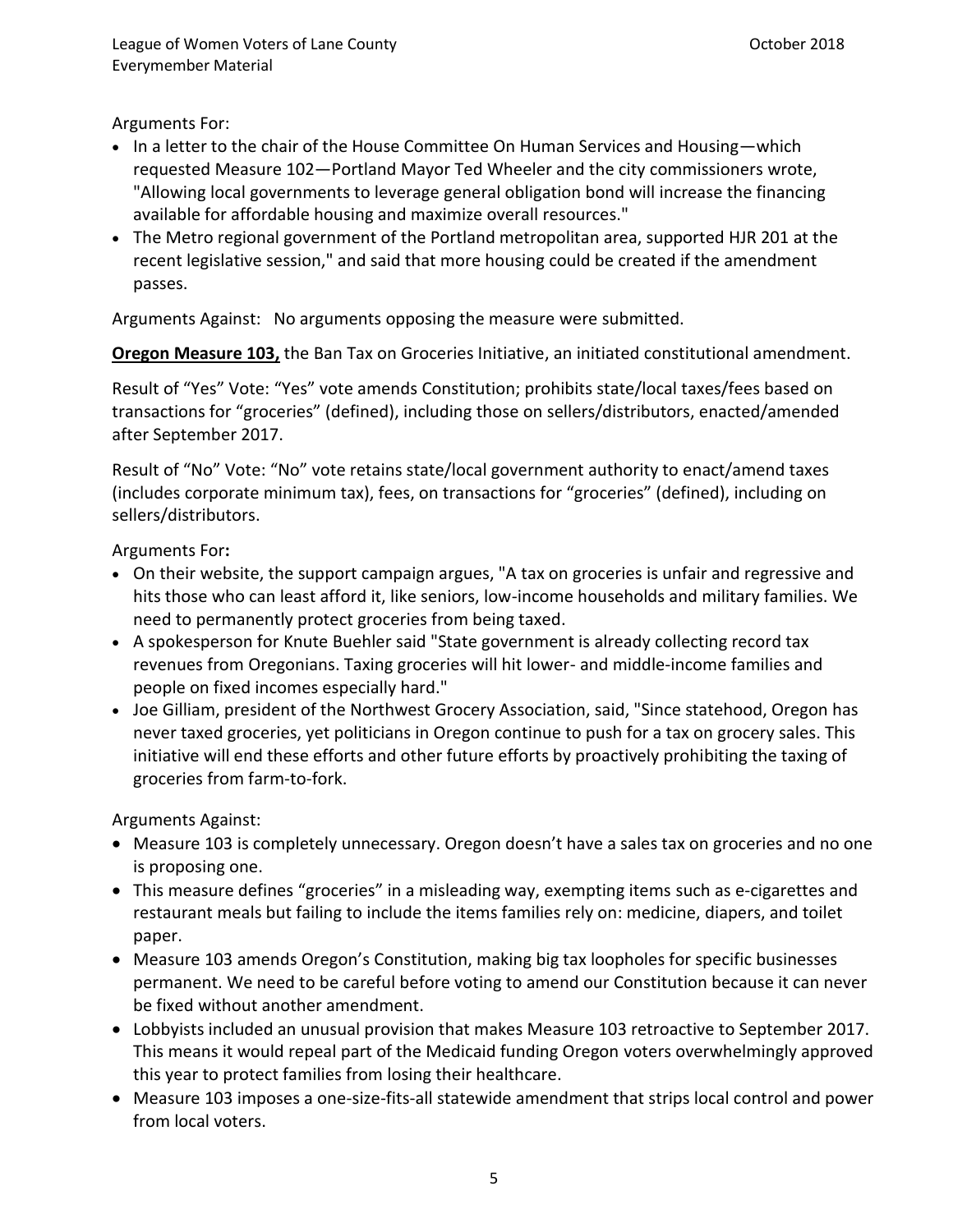Arguments For:

- In a letter to the chair of the House Committee On Human Services and Housing—which requested Measure 102—Portland Mayor Ted Wheeler and the city commissioners wrote, "Allowing local governments to leverage general obligation bond will increase the financing available for affordable housing and maximize overall resources."
- The Metro regional government of the Portland metropolitan area, supported HJR 201 at the recent legislative session," and said that more housing could be created if the amendment passes.

Arguments Against: No arguments opposing the measure were submitted.

**Oregon Measure 103,** the Ban Tax on Groceries Initiative, an initiated constitutional amendment.

Result of "Yes" Vote: "Yes" vote amends Constitution; prohibits state/local taxes/fees based on transactions for "groceries" (defined), including those on sellers/distributors, enacted/amended after September 2017.

Result of "No" Vote: "No" vote retains state/local government authority to enact/amend taxes (includes corporate minimum tax), fees, on transactions for "groceries" (defined), including on sellers/distributors.

Arguments For**:**

- On their website, the support campaign argues, "A tax on groceries is unfair and regressive and hits those who can least afford it, like seniors, low-income households and military families. We need to permanently protect groceries from being taxed.
- A spokesperson for Knute Buehler said "State government is already collecting record tax revenues from Oregonians. Taxing groceries will hit lower- and middle-income families and people on fixed incomes especially hard."
- Joe Gilliam, president of the Northwest Grocery Association, said, "Since statehood, Oregon has never taxed groceries, yet politicians in Oregon continue to push for a tax on grocery sales. This initiative will end these efforts and other future efforts by proactively prohibiting the taxing of groceries from farm-to-fork.

Arguments Against:

- Measure 103 is completely unnecessary. Oregon doesn't have a sales tax on groceries and no one is proposing one.
- This measure defines "groceries" in a misleading way, exempting items such as e-cigarettes and restaurant meals but failing to include the items families rely on: medicine, diapers, and toilet paper.
- Measure 103 amends Oregon's Constitution, making big tax loopholes for specific businesses permanent. We need to be careful before voting to amend our Constitution because it can never be fixed without another amendment.
- Lobbyists included an unusual provision that makes Measure 103 retroactive to September 2017. This means it would repeal part of the Medicaid funding Oregon voters overwhelmingly approved this year to protect families from losing their healthcare.
- Measure 103 imposes a one-size-fits-all statewide amendment that strips local control and power from local voters.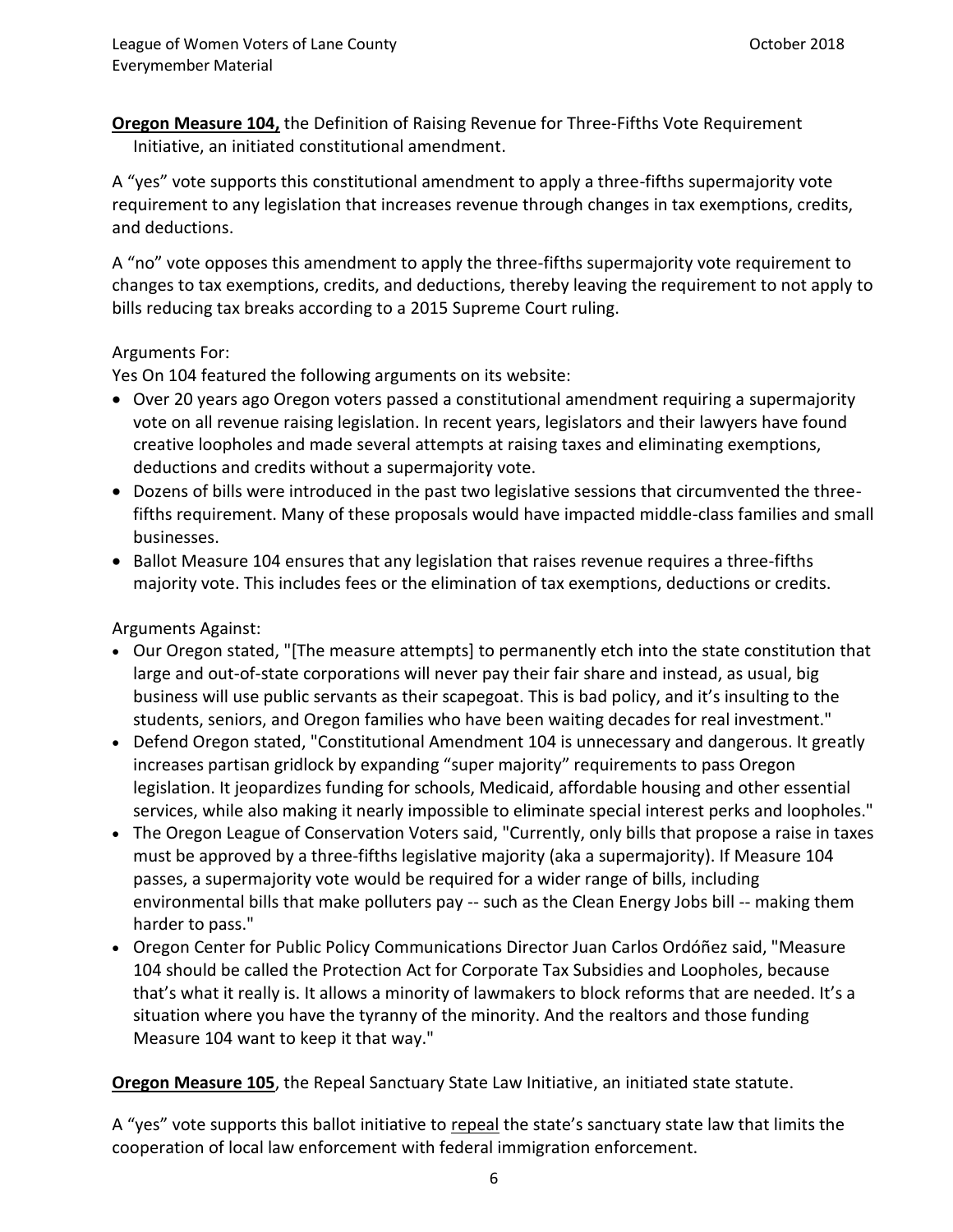**Oregon Measure 104,** the Definition of Raising Revenue for Three-Fifths Vote Requirement Initiative, an initiated constitutional amendment.

A "yes" vote supports this constitutional amendment to apply a three-fifths supermajority vote requirement to any legislation that increases revenue through changes in tax exemptions, credits, and deductions.

A "no" vote opposes this amendment to apply the three-fifths supermajority vote requirement to changes to tax exemptions, credits, and deductions, thereby leaving the requirement to not apply to bills reducing tax breaks according to a 2015 Supreme Court ruling.

Arguments For:

Yes On 104 featured the following arguments on its website:

- Over 20 years ago Oregon voters passed a constitutional amendment requiring a supermajority vote on all revenue raising legislation. In recent years, legislators and their lawyers have found creative loopholes and made several attempts at raising taxes and eliminating exemptions, deductions and credits without a supermajority vote.
- Dozens of bills were introduced in the past two legislative sessions that circumvented the three-fifths requirement. Many of these proposals would have impacted middle-class families and small businesses.
- Ballot Measure 104 ensures that any legislation that raises revenue requires a three-fifths majority vote. This includes fees or the elimination of tax exemptions, deductions or credits.

Arguments Against:

- Our Oregon stated, "[The measure attempts] to permanently etch into the state constitution that large and out-of-state corporations will never pay their fair share and instead, as usual, big business will use public servants as their scapegoat. This is bad policy, and it's insulting to the students, seniors, and Oregon families who have been waiting decades for real investment."
- Defend Oregon stated, "Constitutional Amendment 104 is unnecessary and dangerous. It greatly increases partisan gridlock by expanding "super majority" requirements to pass Oregon legislation. It jeopardizes funding for schools, Medicaid, affordable housing and other essential services, while also making it nearly impossible to eliminate special interest perks and loopholes."
- The Oregon League of Conservation Voters said, "Currently, only bills that propose a raise in taxes must be approved by a three-fifths legislative majority (aka a supermajority). If Measure 104 passes, a supermajority vote would be required for a wider range of bills, including environmental bills that make polluters pay -- such as the Clean Energy Jobs bill -- making them harder to pass."
- Oregon Center for Public Policy Communications Director Juan Carlos Ordóñez said, "Measure 104 should be called the Protection Act for Corporate Tax Subsidies and Loopholes, because that's what it really is. It allows a minority of lawmakers to block reforms that are needed. It's a situation where you have the tyranny of the minority. And the realtors and those funding Measure 104 want to keep it that way."

**Oregon Measure 105**, the Repeal Sanctuary State Law Initiative, an initiated state statute.

A "yes" vote supports this ballot initiative to repeal the state's sanctuary state law that limits the cooperation of local law enforcement with federal immigration enforcement.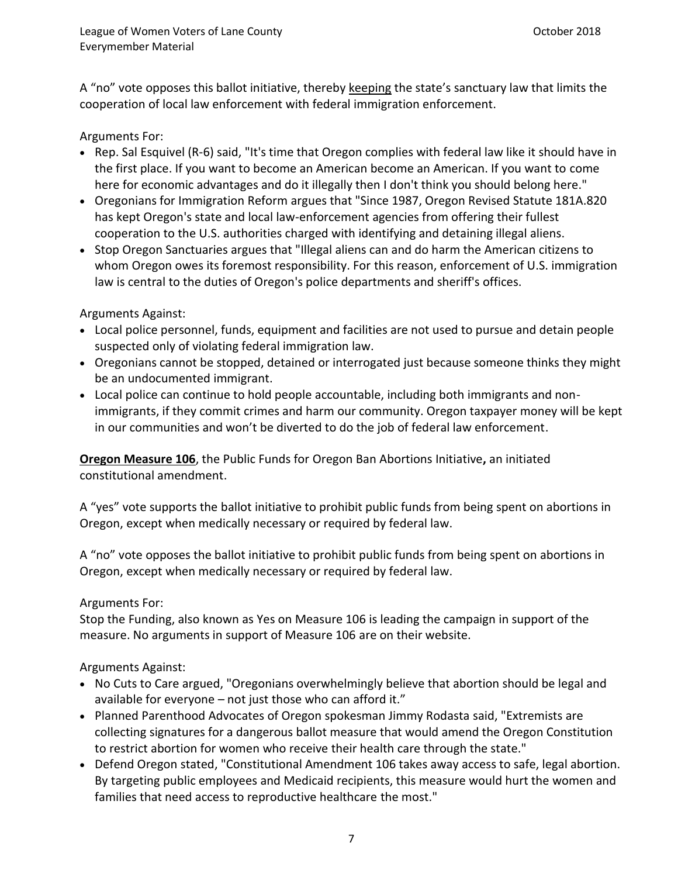A "no" vote opposes this ballot initiative, thereby keeping the state's sanctuary law that limits the cooperation of local law enforcement with federal immigration enforcement.

Arguments For:

- Rep. Sal Esquivel (R-6) said, "It's time that Oregon complies with federal law like it should have in the first place. If you want to become an American become an American. If you want to come here for economic advantages and do it illegally then I don't think you should belong here."
- Oregonians for Immigration Reform argues that "Since 1987, Oregon Revised Statute 181A.820 has kept Oregon's state and local law-enforcement agencies from offering their fullest cooperation to the U.S. authorities charged with identifying and detaining illegal aliens.
- Stop Oregon Sanctuaries argues that "Illegal aliens can and do harm the American citizens to whom Oregon owes its foremost responsibility. For this reason, enforcement of U.S. immigration law is central to the duties of Oregon's police departments and sheriff's offices.

Arguments Against:

- Local police personnel, funds, equipment and facilities are not used to pursue and detain people suspected only of violating federal immigration law.
- Oregonians cannot be stopped, detained or interrogated just because someone thinks they might be an undocumented immigrant.
- Local police can continue to hold people accountable, including both immigrants and non-immigrants, if they commit crimes and harm our community. Oregon taxpayer money will be kept in our communities and won't be diverted to do the job of federal law enforcement.

**Oregon Measure 106**, the Public Funds for Oregon Ban Abortions Initiative**,** an initiated constitutional amendment.

A "yes" vote supports the ballot initiative to prohibit public funds from being spent on abortions in Oregon, except when medically necessary or required by federal law.

A "no" vote opposes the ballot initiative to prohibit public funds from being spent on abortions in Oregon, except when medically necessary or required by federal law.

Arguments For:

Stop the Funding, also known as Yes on Measure 106 is leading the campaign in support of the measure. No arguments in support of Measure 106 are on their website.

Arguments Against:

- No Cuts to Care argued, "Oregonians overwhelmingly believe that abortion should be legal and available for everyone – not just those who can afford it."
- Planned Parenthood Advocates of Oregon spokesman Jimmy Rodasta said, "Extremists are collecting signatures for a dangerous ballot measure that would amend the Oregon Constitution to restrict abortion for women who receive their health care through the state."
- Defend Oregon stated, "Constitutional Amendment 106 takes away access to safe, legal abortion. By targeting public employees and Medicaid recipients, this measure would hurt the women and families that need access to reproductive healthcare the most."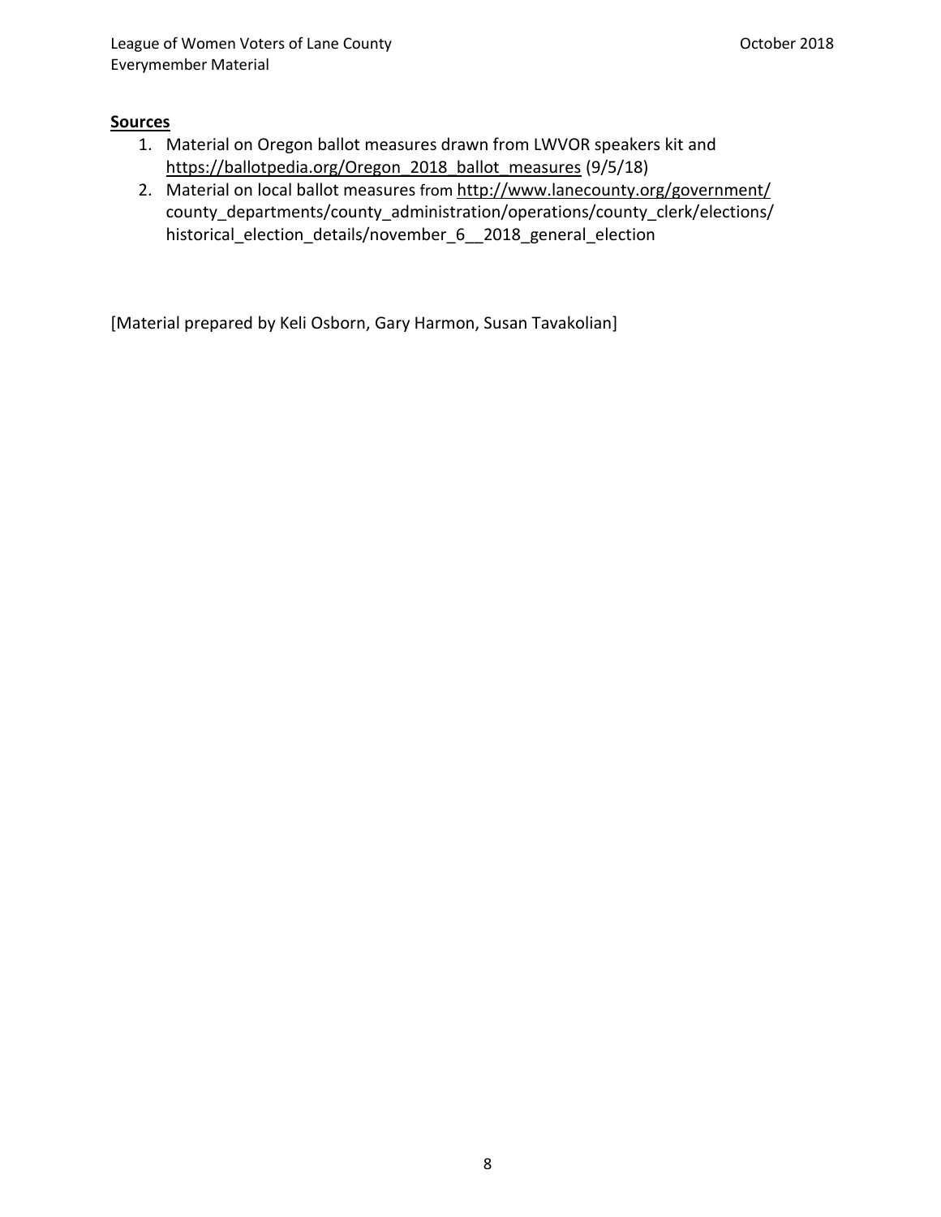**Sources**

1. Material on Oregon ballot measures drawn from LWVOR speakers kit and https://ballotpedia.org/Oregon_2018_ballot_measures (9/5/18)
2. Material on local ballot measures from http://www.lanecounty.org/government/county_departments/county_administration/operations/county_clerk/elections/historical_election_details/november_6__2018_general_election

[Material prepared by Keli Osborn, Gary Harmon, Susan Tavakolian]